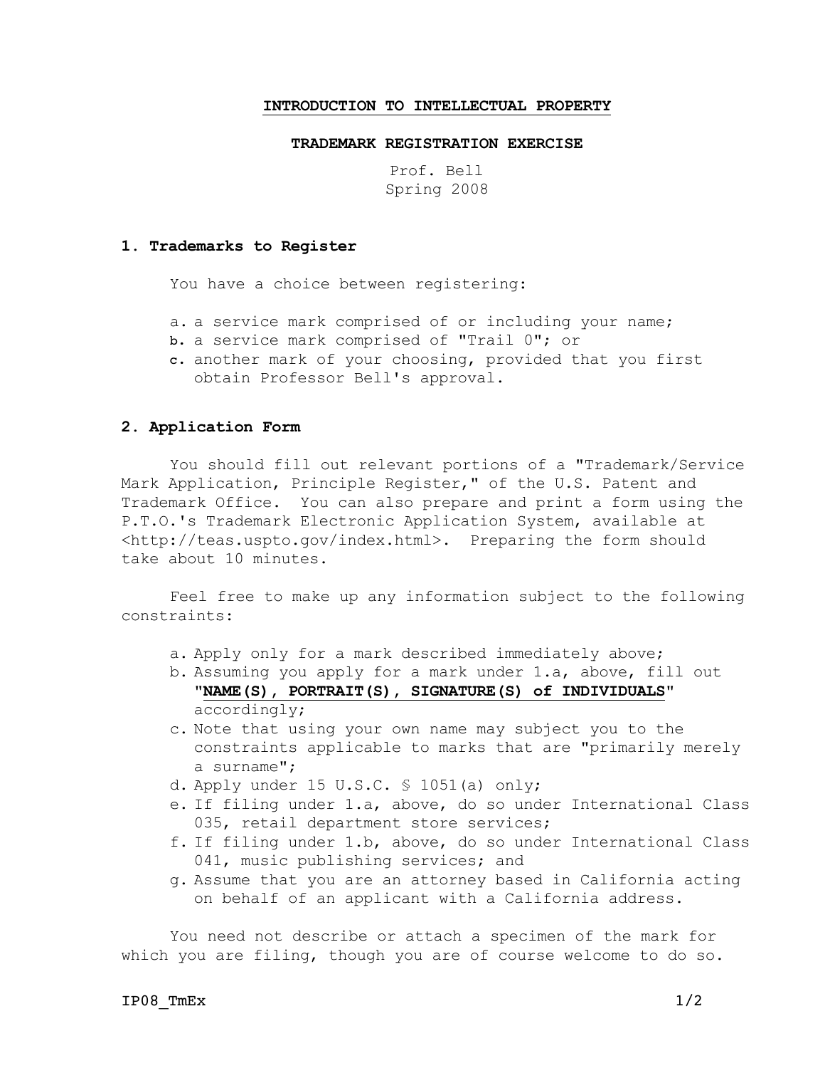**INTRODUCTION TO INTELLECTUAL PROPERTY**

**TRADEMARK REGISTRATION EXERCISE**

Prof. Bell
Spring 2008

### 1. Trademarks to Register

You have a choice between registering:

a. a service mark comprised of or including your name;
b. a service mark comprised of "Trail 0"; or
c. another mark of your choosing, provided that you first obtain Professor Bell's approval.

### 2. Application Form

You should fill out relevant portions of a "Trademark/Service Mark Application, Principle Register," of the U.S. Patent and Trademark Office. You can also prepare and print a form using the P.T.O.'s Trademark Electronic Application System, available at <http://teas.uspto.gov/index.html>. Preparing the form should take about 10 minutes.

Feel free to make up any information subject to the following constraints:

a. Apply only for a mark described immediately above;
b. Assuming you apply for a mark under 1.a, above, fill out "**NAME(S), PORTRAIT(S), SIGNATURE(S) of INDIVIDUALS**" accordingly;
c. Note that using your own name may subject you to the constraints applicable to marks that are "primarily merely a surname";
d. Apply under 15 U.S.C. § 1051(a) only;
e. If filing under 1.a, above, do so under International Class 035, retail department store services;
f. If filing under 1.b, above, do so under International Class 041, music publishing services; and
g. Assume that you are an attorney based in California acting on behalf of an applicant with a California address.

You need not describe or attach a specimen of the mark for which you are filing, though you are of course welcome to do so.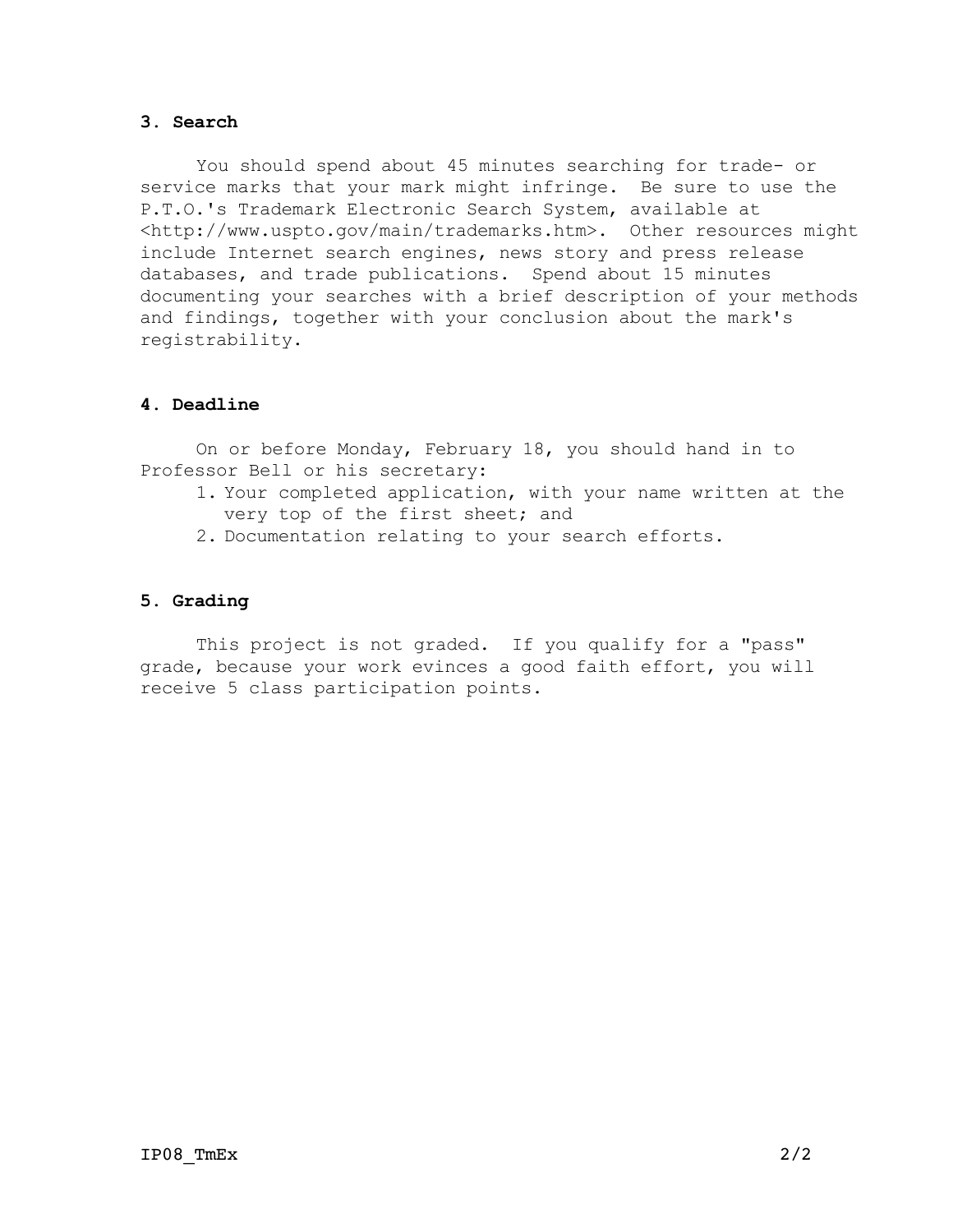### 3. Search

You should spend about 45 minutes searching for trade- or service marks that your mark might infringe. Be sure to use the P.T.O.'s Trademark Electronic Search System, available at <http://www.uspto.gov/main/trademarks.htm>. Other resources might include Internet search engines, news story and press release databases, and trade publications. Spend about 15 minutes documenting your searches with a brief description of your methods and findings, together with your conclusion about the mark's registrability.

### 4. Deadline

On or before Monday, February 18, you should hand in to Professor Bell or his secretary:

1. Your completed application, with your name written at the very top of the first sheet; and
2. Documentation relating to your search efforts.

### 5. Grading

This project is not graded. If you qualify for a "pass" grade, because your work evinces a good faith effort, you will receive 5 class participation points.